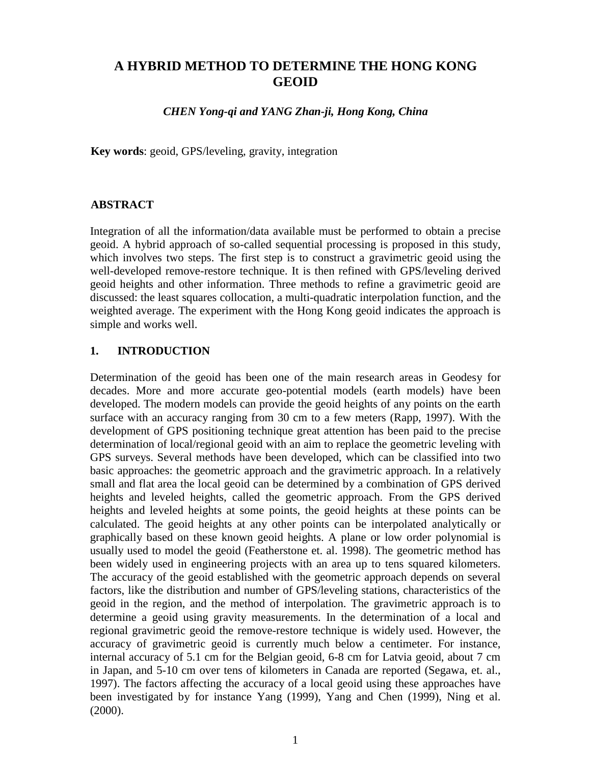# A HYBRID METHOD TO DETERMINE THE HONG KONG GEOID

*CHEN Yong-qi and YANG Zhan-ji, Hong Kong, China*

**Key words**: geoid, GPS/leveling, gravity, integration

## ABSTRACT

Integration of all the information/data available must be performed to obtain a precise geoid. A hybrid approach of so-called sequential processing is proposed in this study, which involves two steps. The first step is to construct a gravimetric geoid using the well-developed remove-restore technique. It is then refined with GPS/leveling derived geoid heights and other information. Three methods to refine a gravimetric geoid are discussed: the least squares collocation, a multi-quadratic interpolation function, and the weighted average. The experiment with the Hong Kong geoid indicates the approach is simple and works well.

## 1. INTRODUCTION

Determination of the geoid has been one of the main research areas in Geodesy for decades. More and more accurate geo-potential models (earth models) have been developed. The modern models can provide the geoid heights of any points on the earth surface with an accuracy ranging from 30 cm to a few meters (Rapp, 1997). With the development of GPS positioning technique great attention has been paid to the precise determination of local/regional geoid with an aim to replace the geometric leveling with GPS surveys. Several methods have been developed, which can be classified into two basic approaches: the geometric approach and the gravimetric approach. In a relatively small and flat area the local geoid can be determined by a combination of GPS derived heights and leveled heights, called the geometric approach. From the GPS derived heights and leveled heights at some points, the geoid heights at these points can be calculated. The geoid heights at any other points can be interpolated analytically or graphically based on these known geoid heights. A plane or low order polynomial is usually used to model the geoid (Featherstone et. al. 1998). The geometric method has been widely used in engineering projects with an area up to tens squared kilometers. The accuracy of the geoid established with the geometric approach depends on several factors, like the distribution and number of GPS/leveling stations, characteristics of the geoid in the region, and the method of interpolation. The gravimetric approach is to determine a geoid using gravity measurements. In the determination of a local and regional gravimetric geoid the remove-restore technique is widely used. However, the accuracy of gravimetric geoid is currently much below a centimeter. For instance, internal accuracy of 5.1 cm for the Belgian geoid, 6-8 cm for Latvia geoid, about 7 cm in Japan, and 5-10 cm over tens of kilometers in Canada are reported (Segawa, et. al., 1997). The factors affecting the accuracy of a local geoid using these approaches have been investigated by for instance Yang (1999), Yang and Chen (1999), Ning et al. (2000).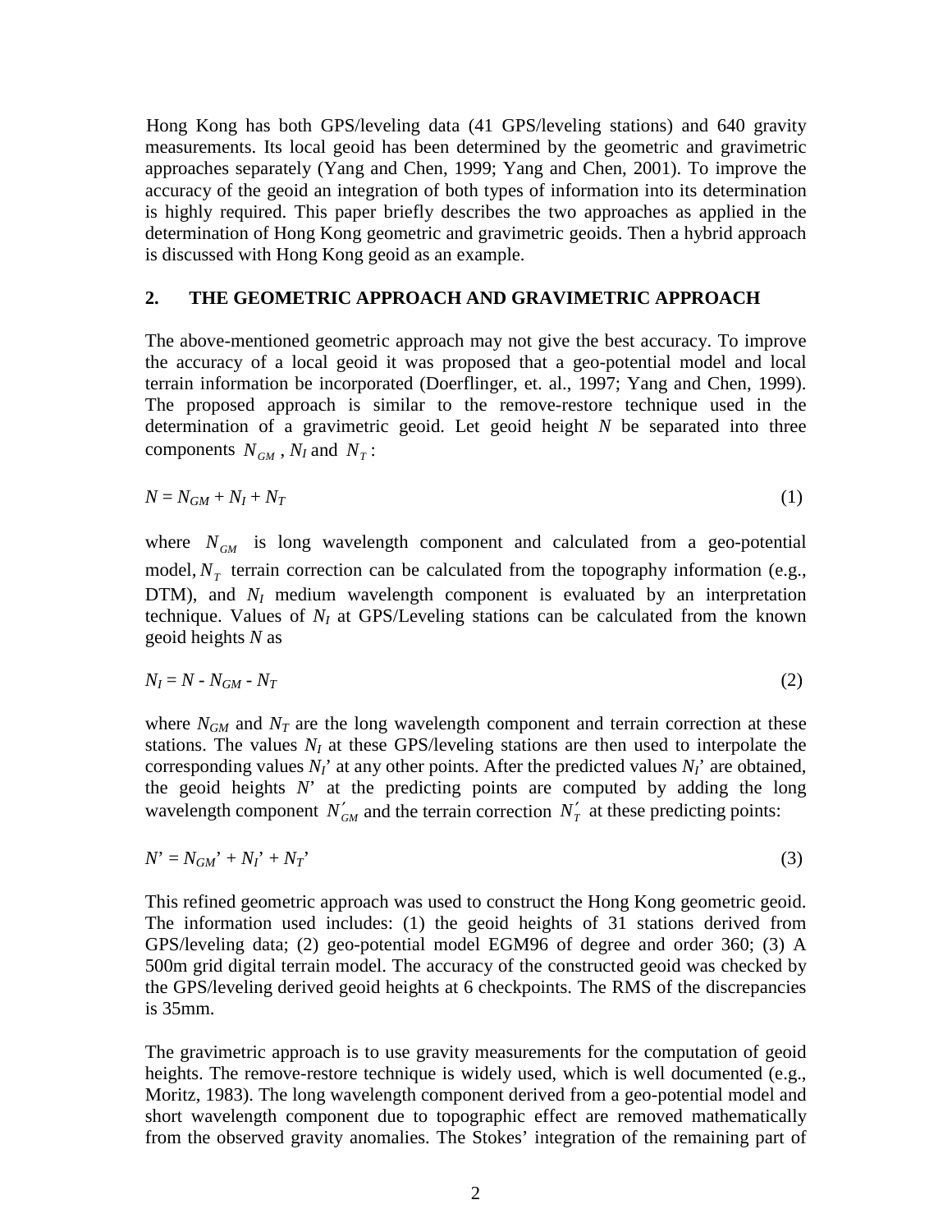Hong Kong has both GPS/leveling data (41 GPS/leveling stations) and 640 gravity measurements. Its local geoid has been determined by the geometric and gravimetric approaches separately (Yang and Chen, 1999; Yang and Chen, 2001). To improve the accuracy of the geoid an integration of both types of information into its determination is highly required. This paper briefly describes the two approaches as applied in the determination of Hong Kong geometric and gravimetric geoids. Then a hybrid approach is discussed with Hong Kong geoid as an example.

## 2. THE GEOMETRIC APPROACH AND GRAVIMETRIC APPROACH

The above-mentioned geometric approach may not give the best accuracy. To improve the accuracy of a local geoid it was proposed that a geo-potential model and local terrain information be incorporated (Doerflinger, et. al., 1997; Yang and Chen, 1999). The proposed approach is similar to the remove-restore technique used in the determination of a gravimetric geoid. Let geoid height $N$ be separated into three components $N_{GM}$ , $N_I$ and $N_T$ :

$$N = N_{GM} + N_I + N_T \tag{1}$$

where $N_{GM}$ is long wavelength component and calculated from a geo-potential model, $N_T$ terrain correction can be calculated from the topography information (e.g., DTM), and $N_I$ medium wavelength component is evaluated by an interpretation technique. Values of $N_I$ at GPS/Leveling stations can be calculated from the known geoid heights $N$ as

$$N_I = N - N_{GM} - N_T \tag{2}$$

where $N_{GM}$ and $N_T$ are the long wavelength component and terrain correction at these stations. The values $N_I$ at these GPS/leveling stations are then used to interpolate the corresponding values $N_I'$ at any other points. After the predicted values $N_I'$ are obtained, the geoid heights $N'$ at the predicting points are computed by adding the long wavelength component $N_{GM}'$ and the terrain correction $N_T'$ at these predicting points:

$$N' = N_{GM}' + N_I' + N_T' \tag{3}$$

This refined geometric approach was used to construct the Hong Kong geometric geoid. The information used includes: (1) the geoid heights of 31 stations derived from GPS/leveling data; (2) geo-potential model EGM96 of degree and order 360; (3) A 500m grid digital terrain model. The accuracy of the constructed geoid was checked by the GPS/leveling derived geoid heights at 6 checkpoints. The RMS of the discrepancies is 35mm.

The gravimetric approach is to use gravity measurements for the computation of geoid heights. The remove-restore technique is widely used, which is well documented (e.g., Moritz, 1983). The long wavelength component derived from a geo-potential model and short wavelength component due to topographic effect are removed mathematically from the observed gravity anomalies. The Stokes' integration of the remaining part of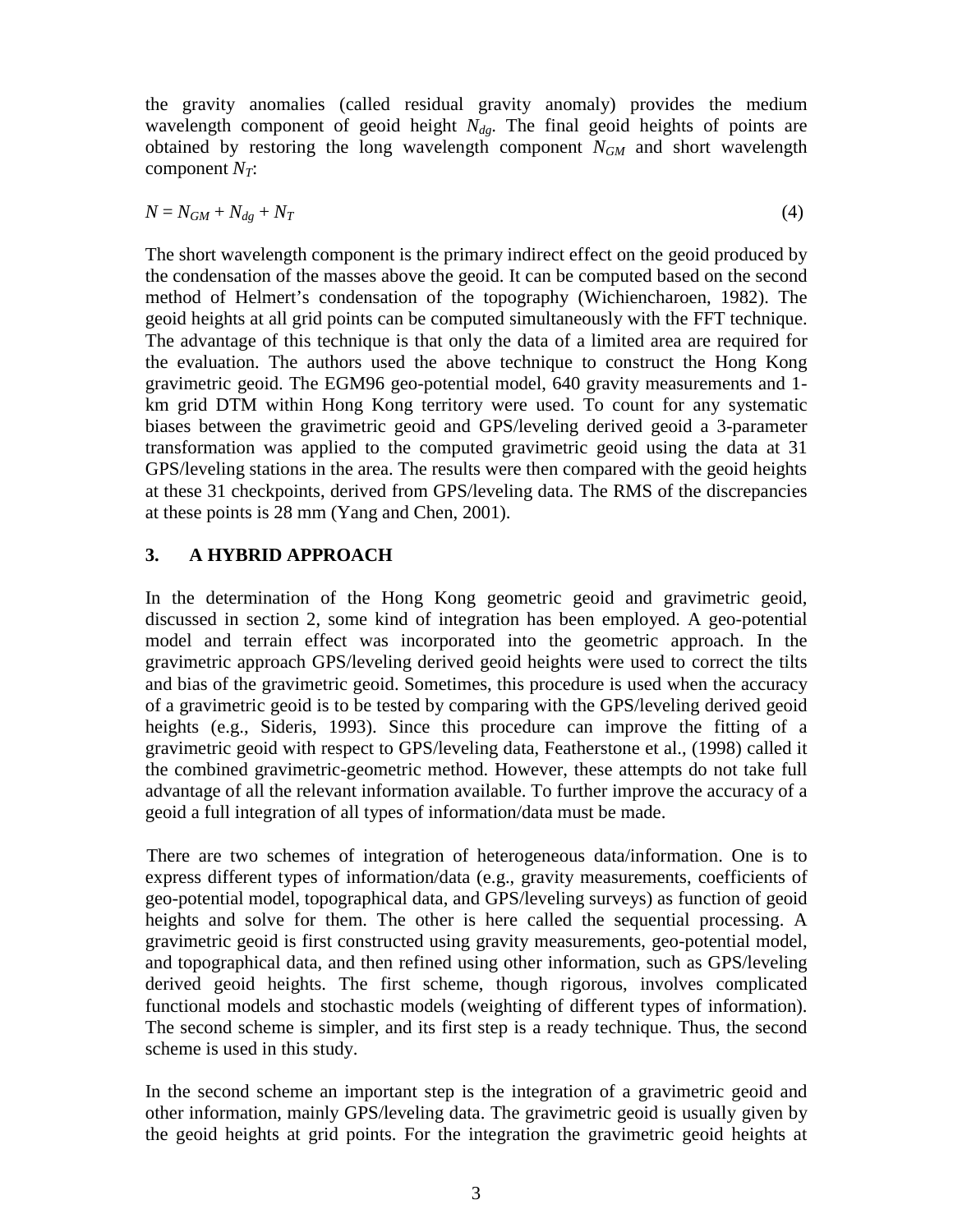the gravity anomalies (called residual gravity anomaly) provides the medium wavelength component of geoid height $N_{dg}$. The final geoid heights of points are obtained by restoring the long wavelength component $N_{GM}$ and short wavelength component $N_T$:

$$N = N_{GM} + N_{dg} + N_T \tag{4}$$

The short wavelength component is the primary indirect effect on the geoid produced by the condensation of the masses above the geoid. It can be computed based on the second method of Helmert's condensation of the topography (Wichiencharoen, 1982). The geoid heights at all grid points can be computed simultaneously with the FFT technique. The advantage of this technique is that only the data of a limited area are required for the evaluation. The authors used the above technique to construct the Hong Kong gravimetric geoid. The EGM96 geo-potential model, 640 gravity measurements and 1-km grid DTM within Hong Kong territory were used. To count for any systematic biases between the gravimetric geoid and GPS/leveling derived geoid a 3-parameter transformation was applied to the computed gravimetric geoid using the data at 31 GPS/leveling stations in the area. The results were then compared with the geoid heights at these 31 checkpoints, derived from GPS/leveling data. The RMS of the discrepancies at these points is 28 mm (Yang and Chen, 2001).

## 3. A HYBRID APPROACH

In the determination of the Hong Kong geometric geoid and gravimetric geoid, discussed in section 2, some kind of integration has been employed. A geo-potential model and terrain effect was incorporated into the geometric approach. In the gravimetric approach GPS/leveling derived geoid heights were used to correct the tilts and bias of the gravimetric geoid. Sometimes, this procedure is used when the accuracy of a gravimetric geoid is to be tested by comparing with the GPS/leveling derived geoid heights (e.g., Sideris, 1993). Since this procedure can improve the fitting of a gravimetric geoid with respect to GPS/leveling data, Featherstone et al., (1998) called it the combined gravimetric-geometric method. However, these attempts do not take full advantage of all the relevant information available. To further improve the accuracy of a geoid a full integration of all types of information/data must be made.

There are two schemes of integration of heterogeneous data/information. One is to express different types of information/data (e.g., gravity measurements, coefficients of geo-potential model, topographical data, and GPS/leveling surveys) as function of geoid heights and solve for them. The other is here called the sequential processing. A gravimetric geoid is first constructed using gravity measurements, geo-potential model, and topographical data, and then refined using other information, such as GPS/leveling derived geoid heights. The first scheme, though rigorous, involves complicated functional models and stochastic models (weighting of different types of information). The second scheme is simpler, and its first step is a ready technique. Thus, the second scheme is used in this study.

In the second scheme an important step is the integration of a gravimetric geoid and other information, mainly GPS/leveling data. The gravimetric geoid is usually given by the geoid heights at grid points. For the integration the gravimetric geoid heights at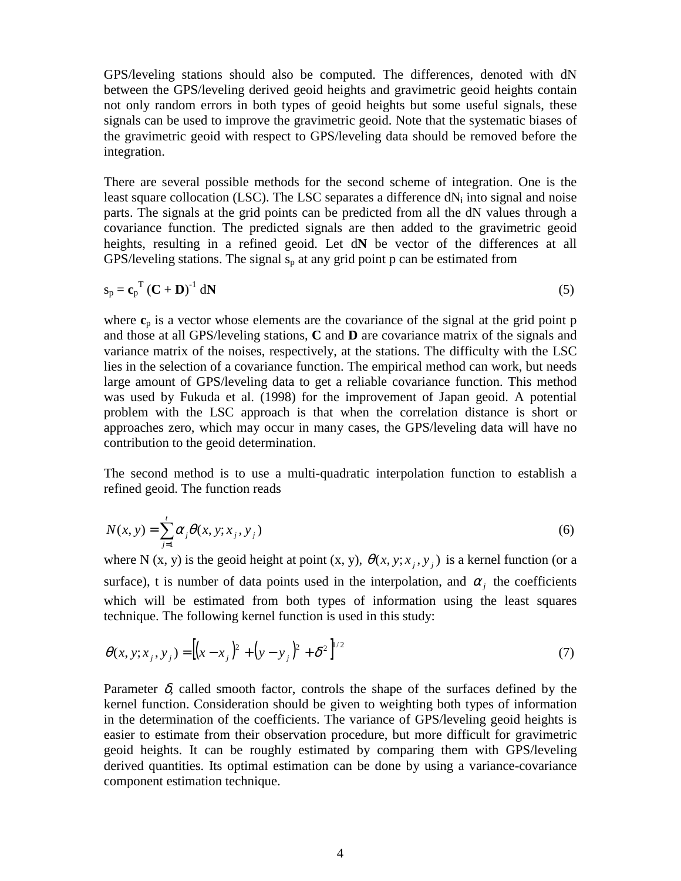GPS/leveling stations should also be computed. The differences, denoted with dN between the GPS/leveling derived geoid heights and gravimetric geoid heights contain not only random errors in both types of geoid heights but some useful signals, these signals can be used to improve the gravimetric geoid. Note that the systematic biases of the gravimetric geoid with respect to GPS/leveling data should be removed before the integration.

There are several possible methods for the second scheme of integration. One is the least square collocation (LSC). The LSC separates a difference $dN_i$ into signal and noise parts. The signals at the grid points can be predicted from all the dN values through a covariance function. The predicted signals are then added to the gravimetric geoid heights, resulting in a refined geoid. Let $d\mathbf{N}$ be vector of the differences at all GPS/leveling stations. The signal $s_p$ at any grid point p can be estimated from

$$s_p = \mathbf{c}_p^T (\mathbf{C} + \mathbf{D})^{-1} d\mathbf{N} \tag{5}$$

where $\mathbf{c}_p$ is a vector whose elements are the covariance of the signal at the grid point p and those at all GPS/leveling stations, **C** and **D** are covariance matrix of the signals and variance matrix of the noises, respectively, at the stations. The difficulty with the LSC lies in the selection of a covariance function. The empirical method can work, but needs large amount of GPS/leveling data to get a reliable covariance function. This method was used by Fukuda et al. (1998) for the improvement of Japan geoid. A potential problem with the LSC approach is that when the correlation distance is short or approaches zero, which may occur in many cases, the GPS/leveling data will have no contribution to the geoid determination.

The second method is to use a multi-quadratic interpolation function to establish a refined geoid. The function reads

$$N(x, y) = \sum_{j=1}^{t} \alpha_j \theta(x, y; x_j, y_j) \tag{6}$$

where N (x, y) is the geoid height at point (x, y), $\theta(x, y; x_j, y_j)$ is a kernel function (or a surface), t is number of data points used in the interpolation, and $\alpha_j$ the coefficients which will be estimated from both types of information using the least squares technique. The following kernel function is used in this study:

$$\theta(x, y; x_j, y_j) = \left[(x - x_j)^2 + (y - y_j)^2 + \delta^2\right]^{1/2} \tag{7}$$

Parameter $\delta$, called smooth factor, controls the shape of the surfaces defined by the kernel function. Consideration should be given to weighting both types of information in the determination of the coefficients. The variance of GPS/leveling geoid heights is easier to estimate from their observation procedure, but more difficult for gravimetric geoid heights. It can be roughly estimated by comparing them with GPS/leveling derived quantities. Its optimal estimation can be done by using a variance-covariance component estimation technique.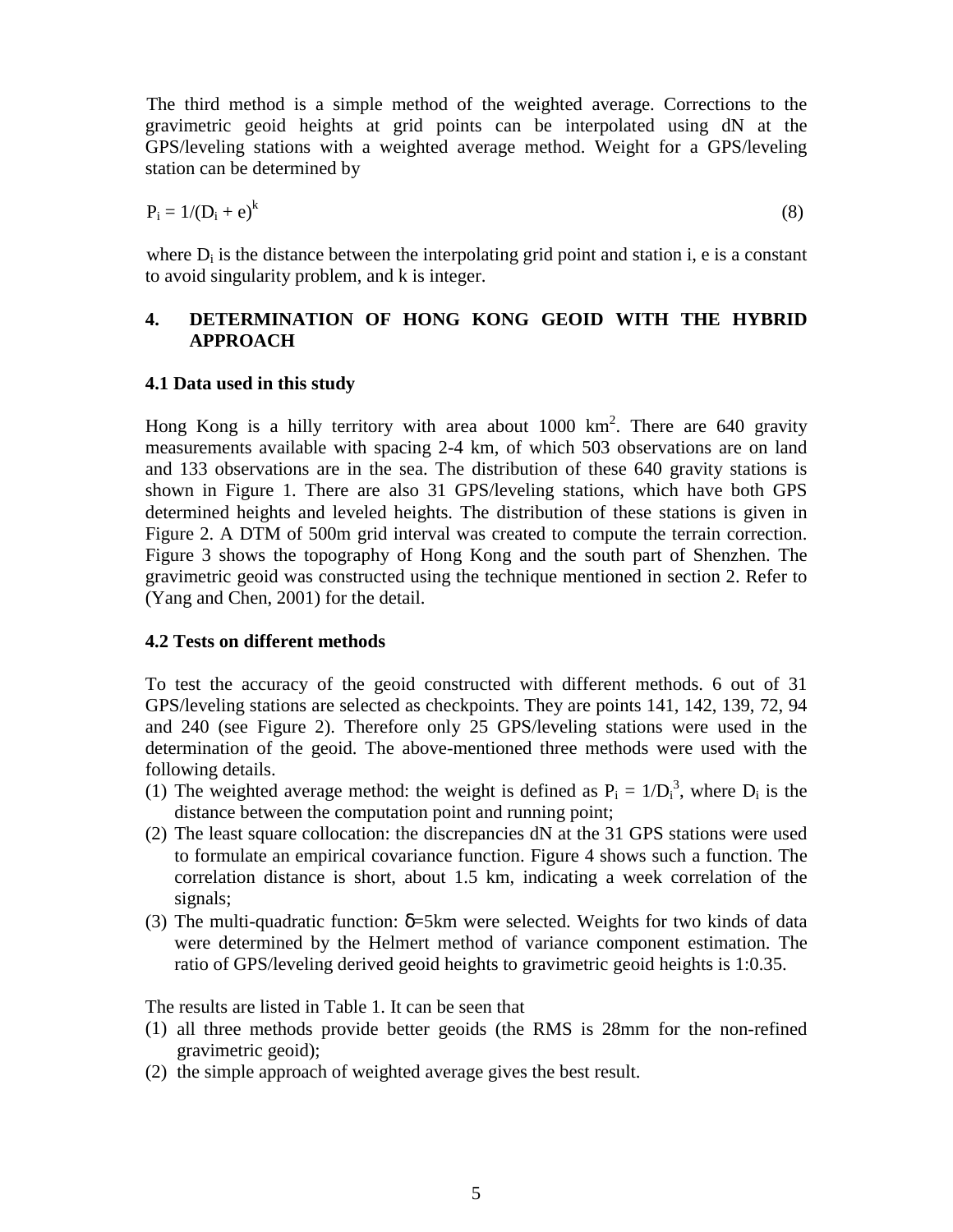The third method is a simple method of the weighted average. Corrections to the gravimetric geoid heights at grid points can be interpolated using dN at the GPS/leveling stations with a weighted average method. Weight for a GPS/leveling station can be determined by

$$P_i = 1/(D_i + e)^k \tag{8}$$

where $D_i$ is the distance between the interpolating grid point and station i, e is a constant to avoid singularity problem, and k is integer.

## 4. DETERMINATION OF HONG KONG GEOID WITH THE HYBRID APPROACH

### 4.1 Data used in this study

Hong Kong is a hilly territory with area about 1000 $km^2$. There are 640 gravity measurements available with spacing 2-4 km, of which 503 observations are on land and 133 observations are in the sea. The distribution of these 640 gravity stations is shown in Figure 1. There are also 31 GPS/leveling stations, which have both GPS determined heights and leveled heights. The distribution of these stations is given in Figure 2. A DTM of 500m grid interval was created to compute the terrain correction. Figure 3 shows the topography of Hong Kong and the south part of Shenzhen. The gravimetric geoid was constructed using the technique mentioned in section 2. Refer to (Yang and Chen, 2001) for the detail.

### 4.2 Tests on different methods

To test the accuracy of the geoid constructed with different methods. 6 out of 31 GPS/leveling stations are selected as checkpoints. They are points 141, 142, 139, 72, 94 and 240 (see Figure 2). Therefore only 25 GPS/leveling stations were used in the determination of the geoid. The above-mentioned three methods were used with the following details.

(1) The weighted average method: the weight is defined as $P_i = 1/D_i^3$, where $D_i$ is the distance between the computation point and running point;
(2) The least square collocation: the discrepancies dN at the 31 GPS stations were used to formulate an empirical covariance function. Figure 4 shows such a function. The correlation distance is short, about 1.5 km, indicating a week correlation of the signals;
(3) The multi-quadratic function: $\delta$=5km were selected. Weights for two kinds of data were determined by the Helmert method of variance component estimation. The ratio of GPS/leveling derived geoid heights to gravimetric geoid heights is 1:0.35.

The results are listed in Table 1. It can be seen that

(1) all three methods provide better geoids (the RMS is 28mm for the non-refined gravimetric geoid);
(2) the simple approach of weighted average gives the best result.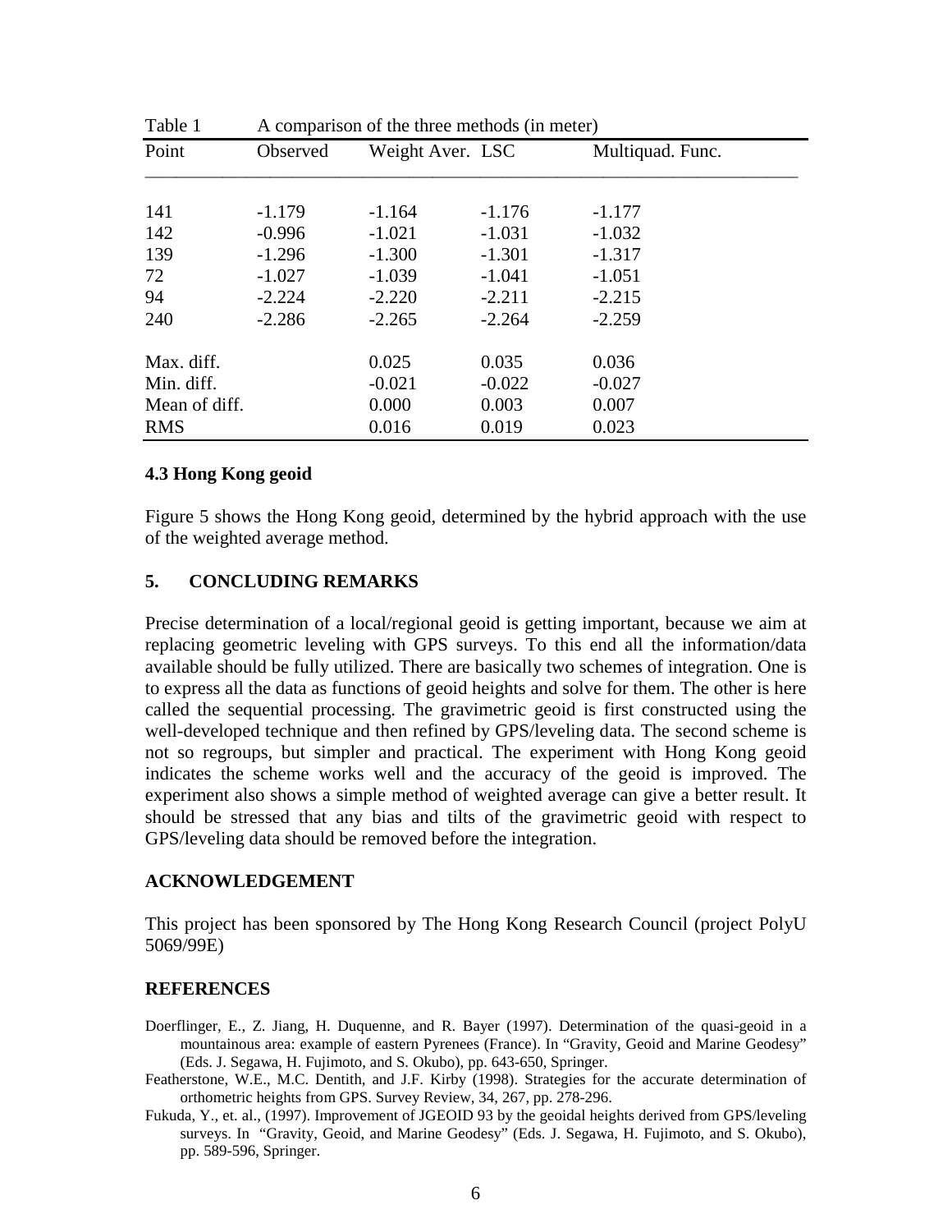Table 1 A comparison of the three methods (in meter)

| Point | Observed | Weight Aver. | LSC | Multiquad. Func. |
|---|---|---|---|---|
| 141 | -1.179 | -1.164 | -1.176 | -1.177 |
| 142 | -0.996 | -1.021 | -1.031 | -1.032 |
| 139 | -1.296 | -1.300 | -1.301 | -1.317 |
| 72 | -1.027 | -1.039 | -1.041 | -1.051 |
| 94 | -2.224 | -2.220 | -2.211 | -2.215 |
| 240 | -2.286 | -2.265 | -2.264 | -2.259 |
| Max. diff. | | 0.025 | 0.035 | 0.036 |
| Min. diff. | | -0.021 | -0.022 | -0.027 |
| Mean of diff. | | 0.000 | 0.003 | 0.007 |
| RMS | | 0.016 | 0.019 | 0.023 |

### 4.3 Hong Kong geoid

Figure 5 shows the Hong Kong geoid, determined by the hybrid approach with the use of the weighted average method.

## 5. CONCLUDING REMARKS

Precise determination of a local/regional geoid is getting important, because we aim at replacing geometric leveling with GPS surveys. To this end all the information/data available should be fully utilized. There are basically two schemes of integration. One is to express all the data as functions of geoid heights and solve for them. The other is here called the sequential processing. The gravimetric geoid is first constructed using the well-developed technique and then refined by GPS/leveling data. The second scheme is not so regroups, but simpler and practical. The experiment with Hong Kong geoid indicates the scheme works well and the accuracy of the geoid is improved. The experiment also shows a simple method of weighted average can give a better result. It should be stressed that any bias and tilts of the gravimetric geoid with respect to GPS/leveling data should be removed before the integration.

## ACKNOWLEDGEMENT

This project has been sponsored by The Hong Kong Research Council (project PolyU 5069/99E)

## REFERENCES

Doerflinger, E., Z. Jiang, H. Duquenne, and R. Bayer (1997). Determination of the quasi-geoid in a mountainous area: example of eastern Pyrenees (France). In "Gravity, Geoid and Marine Geodesy" (Eds. J. Segawa, H. Fujimoto, and S. Okubo), pp. 643-650, Springer.

Featherstone, W.E., M.C. Dentith, and J.F. Kirby (1998). Strategies for the accurate determination of orthometric heights from GPS. Survey Review, 34, 267, pp. 278-296.

Fukuda, Y., et. al., (1997). Improvement of JGEOID 93 by the geoidal heights derived from GPS/leveling surveys. In "Gravity, Geoid, and Marine Geodesy" (Eds. J. Segawa, H. Fujimoto, and S. Okubo), pp. 589-596, Springer.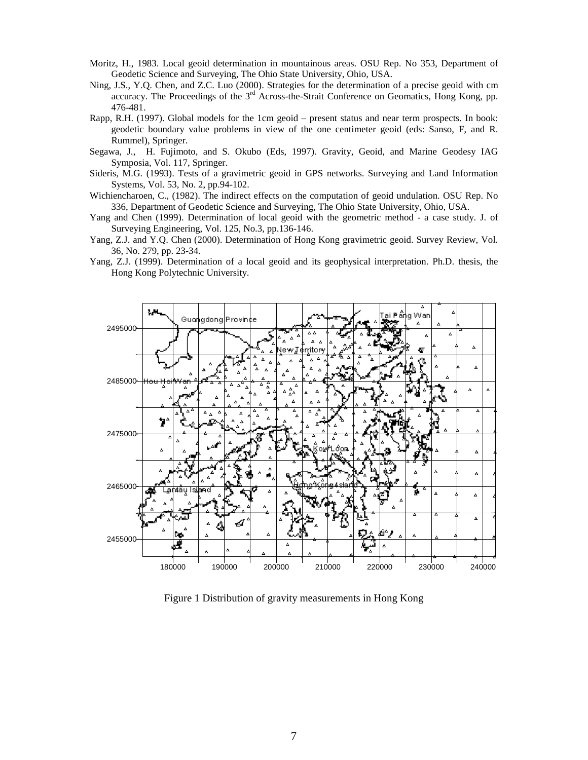Moritz, H., 1983. Local geoid determination in mountainous areas. OSU Rep. No 353, Department of Geodetic Science and Surveying, The Ohio State University, Ohio, USA.

Ning, J.S., Y.Q. Chen, and Z.C. Luo (2000). Strategies for the determination of a precise geoid with cm accuracy. The Proceedings of the 3rd Across-the-Strait Conference on Geomatics, Hong Kong, pp. 476-481.

Rapp, R.H. (1997). Global models for the 1cm geoid – present status and near term prospects. In book: geodetic boundary value problems in view of the one centimeter geoid (eds: Sanso, F, and R. Rummel), Springer.

Segawa, J., H. Fujimoto, and S. Okubo (Eds, 1997). Gravity, Geoid, and Marine Geodesy IAG Symposia, Vol. 117, Springer.

Sideris, M.G. (1993). Tests of a gravimetric geoid in GPS networks. Surveying and Land Information Systems, Vol. 53, No. 2, pp.94-102.

Wichiencharoen, C., (1982). The indirect effects on the computation of geoid undulation. OSU Rep. No 336, Department of Geodetic Science and Surveying, The Ohio State University, Ohio, USA.

Yang and Chen (1999). Determination of local geoid with the geometric method - a case study. J. of Surveying Engineering, Vol. 125, No.3, pp.136-146.

Yang, Z.J. and Y.Q. Chen (2000). Determination of Hong Kong gravimetric geoid. Survey Review, Vol. 36, No. 279, pp. 23-34.

Yang, Z.J. (1999). Determination of a local geoid and its geophysical interpretation. Ph.D. thesis, the Hong Kong Polytechnic University.

Figure 1 Distribution of gravity measurements in Hong Kong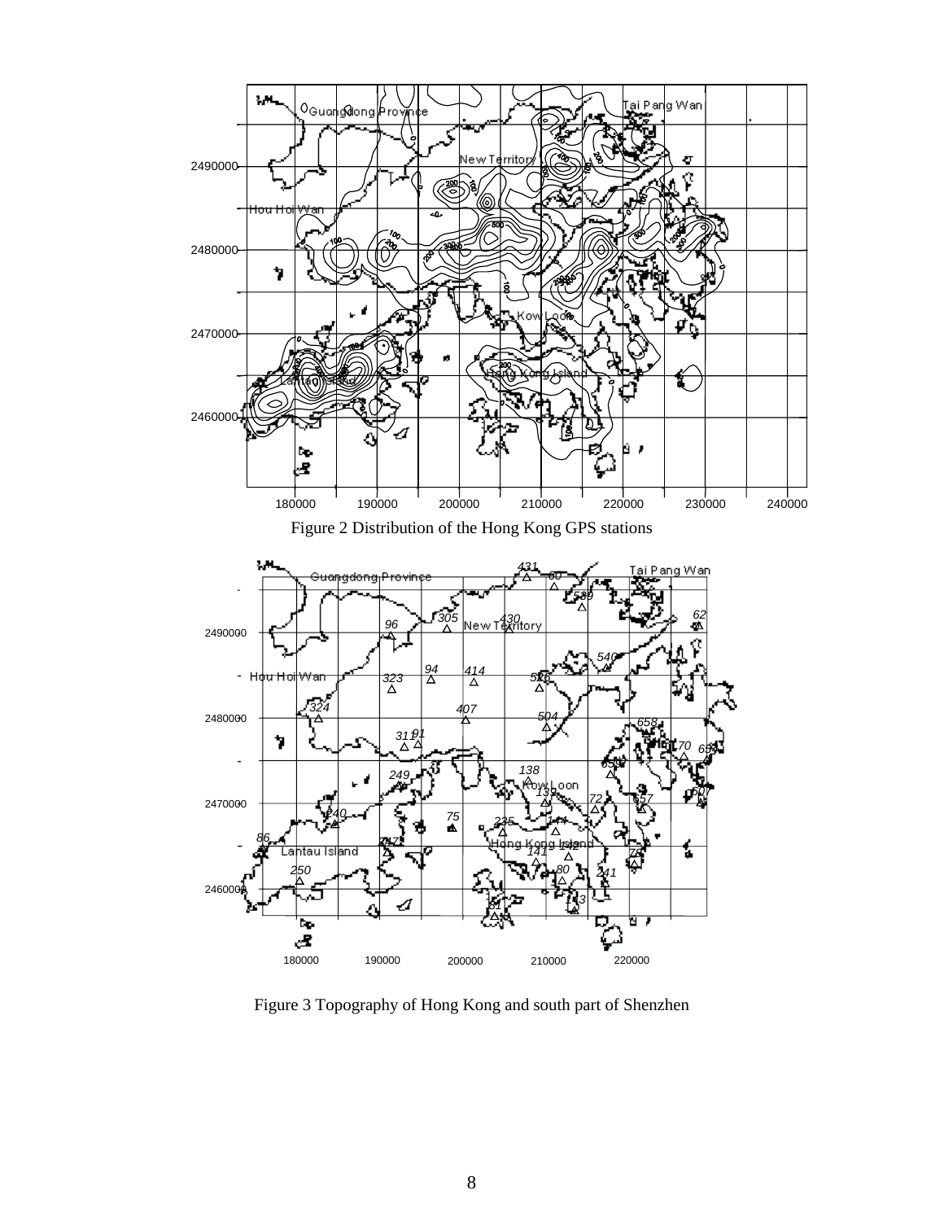Figure 2 Distribution of the Hong Kong GPS stations

Figure 3 Topography of Hong Kong and south part of Shenzhen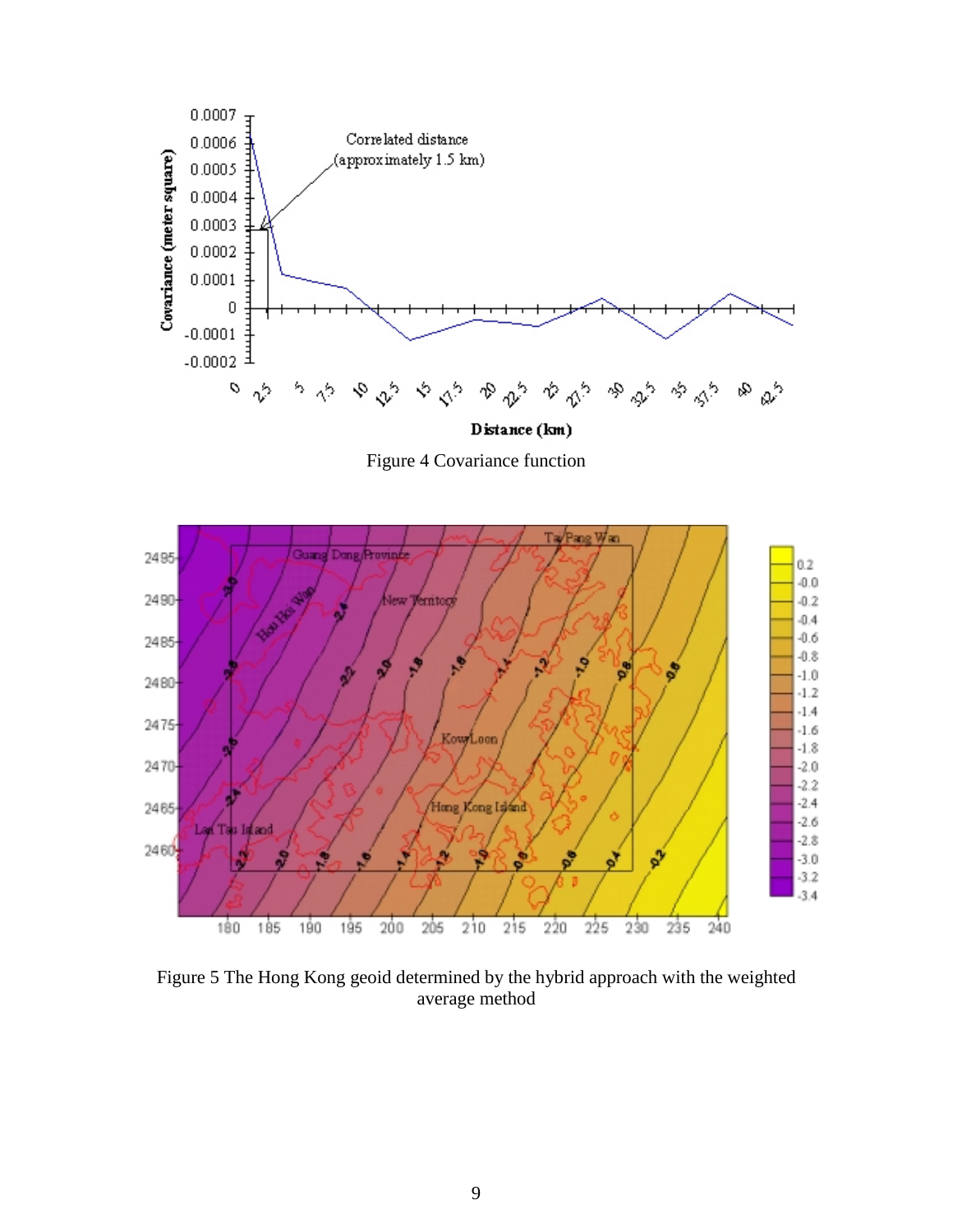Figure 4 Covariance function

Figure 5 The Hong Kong geoid determined by the hybrid approach with the weighted average method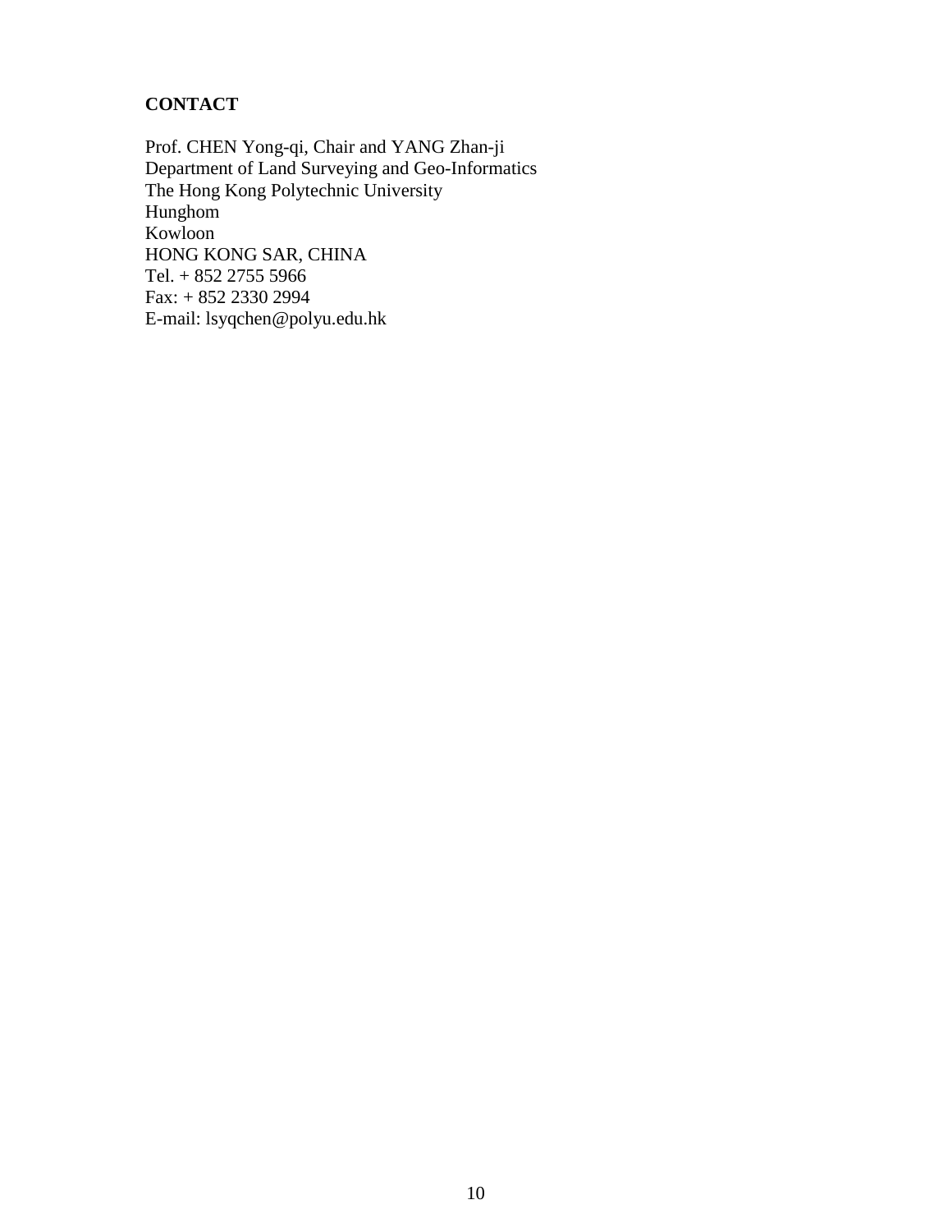**CONTACT**

Prof. CHEN Yong-qi, Chair and YANG Zhan-ji
Department of Land Surveying and Geo-Informatics
The Hong Kong Polytechnic University
Hunghom
Kowloon
HONG KONG SAR, CHINA
Tel. + 852 2755 5966
Fax: + 852 2330 2994
E-mail: lsyqchen@polyu.edu.hk